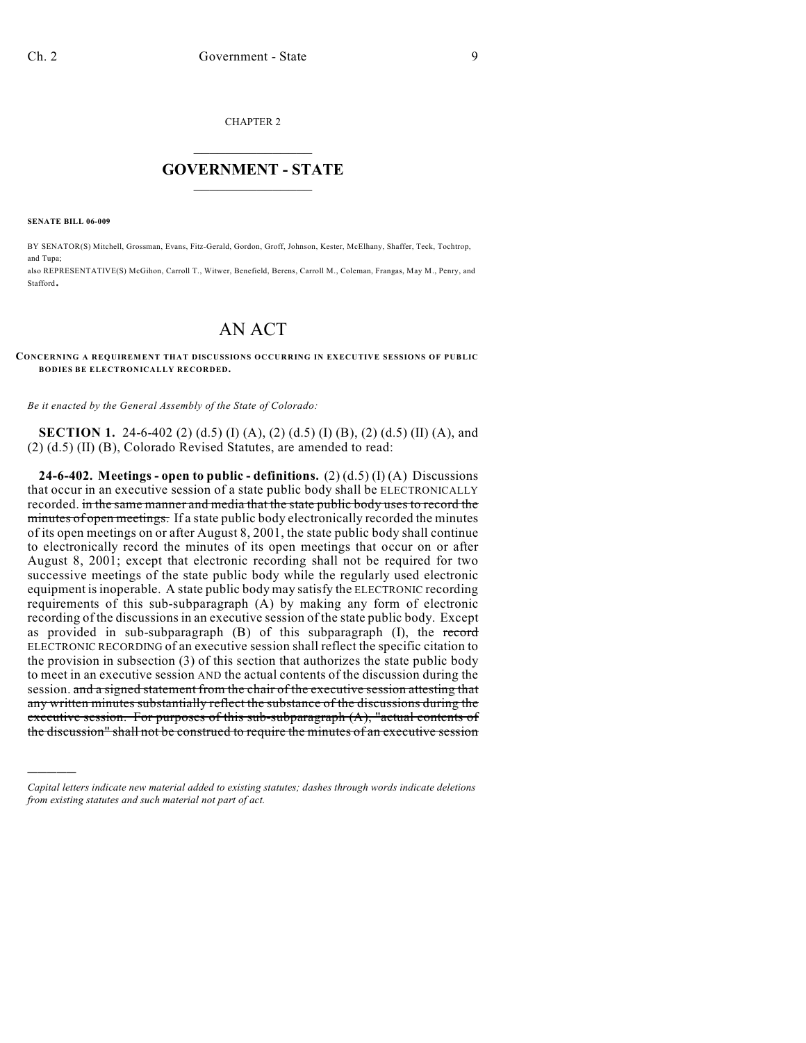CHAPTER 2

# GOVERNMENT - STATE

**SENATE BILL 06-009**

BY SENATOR(S) Mitchell, Grossman, Evans, Fitz-Gerald, Gordon, Groff, Johnson, Kester, McElhany, Shaffer, Teck, Tochtrop, and Tupa;

also REPRESENTATIVE(S) McGihon, Carroll T., Witwer, Benefield, Berens, Carroll M., Coleman, Frangas, May M., Penry, and Stafford.

# AN ACT

**CONCERNING A REQUIREMENT THAT DISCUSSIONS OCCURRING IN EXECUTIVE SESSIONS OF PUBLIC BODIES BE ELECTRONICALLY RECORDED.**

*Be it enacted by the General Assembly of the State of Colorado:*

**SECTION 1.** 24-6-402 (2) (d.5) (I) (A), (2) (d.5) (I) (B), (2) (d.5) (II) (A), and (2) (d.5) (II) (B), Colorado Revised Statutes, are amended to read:

**24-6-402. Meetings - open to public - definitions.** (2) (d.5) (I) (A) Discussions that occur in an executive session of a state public body shall be ELECTRONICALLY recorded. ~~in the same manner and media that the state public body uses to record the minutes of open meetings.~~ If a state public body electronically recorded the minutes of its open meetings on or after August 8, 2001, the state public body shall continue to electronically record the minutes of its open meetings that occur on or after August 8, 2001; except that electronic recording shall not be required for two successive meetings of the state public body while the regularly used electronic equipment is inoperable. A state public body may satisfy the ELECTRONIC recording requirements of this sub-subparagraph (A) by making any form of electronic recording of the discussions in an executive session of the state public body. Except as provided in sub-subparagraph (B) of this subparagraph (I), the ~~record~~ ELECTRONIC RECORDING of an executive session shall reflect the specific citation to the provision in subsection (3) of this section that authorizes the state public body to meet in an executive session AND the actual contents of the discussion during the session. ~~and a signed statement from the chair of the executive session attesting that any written minutes substantially reflect the substance of the discussions during the executive session. For purposes of this sub-subparagraph (A), "actual contents of the discussion" shall not be construed to require the minutes of an executive session~~

*Capital letters indicate new material added to existing statutes; dashes through words indicate deletions from existing statutes and such material not part of act.*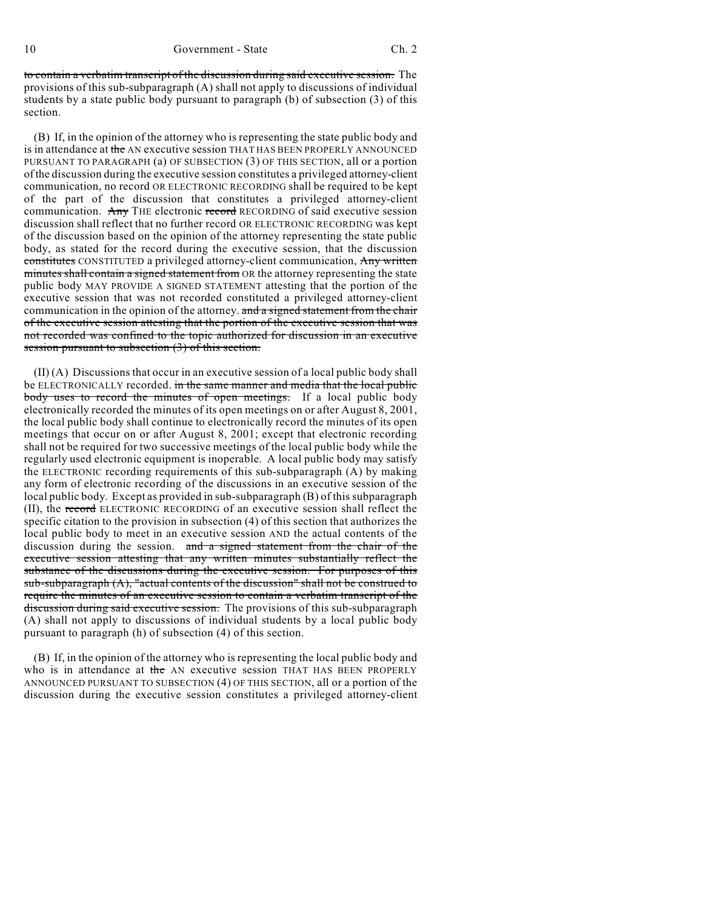~~to contain a verbatim transcript of the discussion during said executive session.~~ The provisions of this sub-subparagraph (A) shall not apply to discussions of individual students by a state public body pursuant to paragraph (b) of subsection (3) of this section.

(B) If, in the opinion of the attorney who is representing the state public body and is in attendance at ~~the~~ AN executive session THAT HAS BEEN PROPERLY ANNOUNCED PURSUANT TO PARAGRAPH (a) OF SUBSECTION (3) OF THIS SECTION, all or a portion of the discussion during the executive session constitutes a privileged attorney-client communication, no record OR ELECTRONIC RECORDING shall be required to be kept of the part of the discussion that constitutes a privileged attorney-client communication. ~~Any~~ THE electronic ~~record~~ RECORDING of said executive session discussion shall reflect that no further record OR ELECTRONIC RECORDING was kept of the discussion based on the opinion of the attorney representing the state public body, as stated for the record during the executive session, that the discussion ~~constitutes~~ CONSTITUTED a privileged attorney-client communication, ~~Any written minutes shall contain a signed statement from~~ OR the attorney representing the state public body MAY PROVIDE A SIGNED STATEMENT attesting that the portion of the executive session that was not recorded constituted a privileged attorney-client communication in the opinion of the attorney. ~~and a signed statement from the chair of the executive session attesting that the portion of the executive session that was not recorded was confined to the topic authorized for discussion in an executive session pursuant to subsection (3) of this section.~~

(II) (A) Discussions that occur in an executive session of a local public body shall be ELECTRONICALLY recorded. ~~in the same manner and media that the local public body uses to record the minutes of open meetings.~~ If a local public body electronically recorded the minutes of its open meetings on or after August 8, 2001, the local public body shall continue to electronically record the minutes of its open meetings that occur on or after August 8, 2001; except that electronic recording shall not be required for two successive meetings of the local public body while the regularly used electronic equipment is inoperable. A local public body may satisfy the ELECTRONIC recording requirements of this sub-subparagraph (A) by making any form of electronic recording of the discussions in an executive session of the local public body. Except as provided in sub-subparagraph (B) of this subparagraph (II), the ~~record~~ ELECTRONIC RECORDING of an executive session shall reflect the specific citation to the provision in subsection (4) of this section that authorizes the local public body to meet in an executive session AND the actual contents of the discussion during the session. ~~and a signed statement from the chair of the executive session attesting that any written minutes substantially reflect the substance of the discussions during the executive session. For purposes of this sub-subparagraph (A), "actual contents of the discussion" shall not be construed to require the minutes of an executive session to contain a verbatim transcript of the discussion during said executive session.~~ The provisions of this sub-subparagraph (A) shall not apply to discussions of individual students by a local public body pursuant to paragraph (h) of subsection (4) of this section.

(B) If, in the opinion of the attorney who is representing the local public body and who is in attendance at ~~the~~ AN executive session THAT HAS BEEN PROPERLY ANNOUNCED PURSUANT TO SUBSECTION (4) OF THIS SECTION, all or a portion of the discussion during the executive session constitutes a privileged attorney-client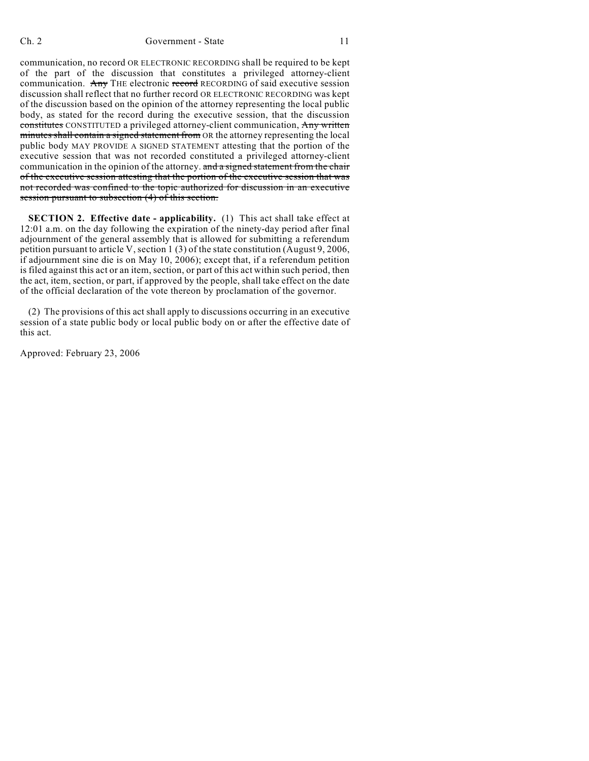communication, no record OR ELECTRONIC RECORDING shall be required to be kept of the part of the discussion that constitutes a privileged attorney-client communication. ~~Any~~ THE electronic ~~record~~ RECORDING of said executive session discussion shall reflect that no further record OR ELECTRONIC RECORDING was kept of the discussion based on the opinion of the attorney representing the local public body, as stated for the record during the executive session, that the discussion ~~constitutes~~ CONSTITUTED a privileged attorney-client communication, ~~Any written minutes shall contain a signed statement from~~ OR the attorney representing the local public body MAY PROVIDE A SIGNED STATEMENT attesting that the portion of the executive session that was not recorded constituted a privileged attorney-client communication in the opinion of the attorney. ~~and a signed statement from the chair of the executive session attesting that the portion of the executive session that was not recorded was confined to the topic authorized for discussion in an executive session pursuant to subsection (4) of this section.~~

**SECTION 2. Effective date - applicability.** (1) This act shall take effect at 12:01 a.m. on the day following the expiration of the ninety-day period after final adjournment of the general assembly that is allowed for submitting a referendum petition pursuant to article V, section 1 (3) of the state constitution (August 9, 2006, if adjournment sine die is on May 10, 2006); except that, if a referendum petition is filed against this act or an item, section, or part of this act within such period, then the act, item, section, or part, if approved by the people, shall take effect on the date of the official declaration of the vote thereon by proclamation of the governor.

(2) The provisions of this act shall apply to discussions occurring in an executive session of a state public body or local public body on or after the effective date of this act.

Approved: February 23, 2006